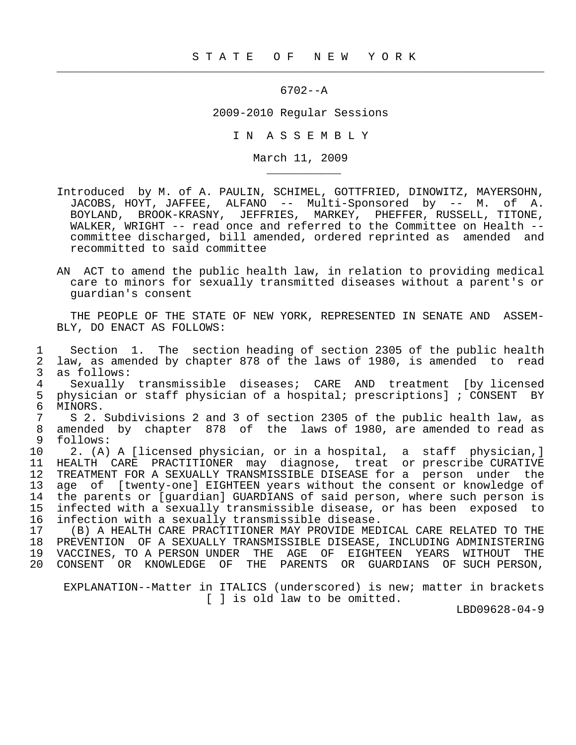S T A T E O F N E W Y O R K

6702--A

2009-2010 Regular Sessions

I N A S S E M B L Y

March 11, 2009

Introduced by M. of A. PAULIN, SCHIMEL, GOTTFRIED, DINOWITZ, MAYERSOHN, JACOBS, HOYT, JAFFEE, ALFANO -- Multi-Sponsored by -- M. of A. BOYLAND, BROOK-KRASNY, JEFFRIES, MARKEY, PHEFFER, RUSSELL, TITONE, WALKER, WRIGHT -- read once and referred to the Committee on Health -- committee discharged, bill amended, ordered reprinted as amended and recommitted to said committee

AN ACT to amend the public health law, in relation to providing medical care to minors for sexually transmitted diseases without a parent's or guardian's consent

THE PEOPLE OF THE STATE OF NEW YORK, REPRESENTED IN SENATE AND ASSEMBLY, DO ENACT AS FOLLOWS:

1 Section 1. The section heading of section 2305 of the public health
2 law, as amended by chapter 878 of the laws of 1980, is amended to read
3 as follows:
4 Sexually transmissible diseases; CARE AND treatment [by licensed
5 physician or staff physician of a hospital; prescriptions] ; CONSENT BY
6 MINORS.
7 S 2. Subdivisions 2 and 3 of section 2305 of the public health law, as
8 amended by chapter 878 of the laws of 1980, are amended to read as
9 follows:
10 2. (A) A [licensed physician, or in a hospital, a staff physician,]
11 HEALTH CARE PRACTITIONER may diagnose, treat or prescribe CURATIVE
12 TREATMENT FOR A SEXUALLY TRANSMISSIBLE DISEASE for a person under the
13 age of [twenty-one] EIGHTEEN years without the consent or knowledge of
14 the parents or [guardian] GUARDIANS of said person, where such person is
15 infected with a sexually transmissible disease, or has been exposed to
16 infection with a sexually transmissible disease.
17 (B) A HEALTH CARE PRACTITIONER MAY PROVIDE MEDICAL CARE RELATED TO THE
18 PREVENTION OF A SEXUALLY TRANSMISSIBLE DISEASE, INCLUDING ADMINISTERING
19 VACCINES, TO A PERSON UNDER THE AGE OF EIGHTEEN YEARS WITHOUT THE
20 CONSENT OR KNOWLEDGE OF THE PARENTS OR GUARDIANS OF SUCH PERSON,

EXPLANATION--Matter in ITALICS (underscored) is new; matter in brackets [ ] is old law to be omitted.

LBD09628-04-9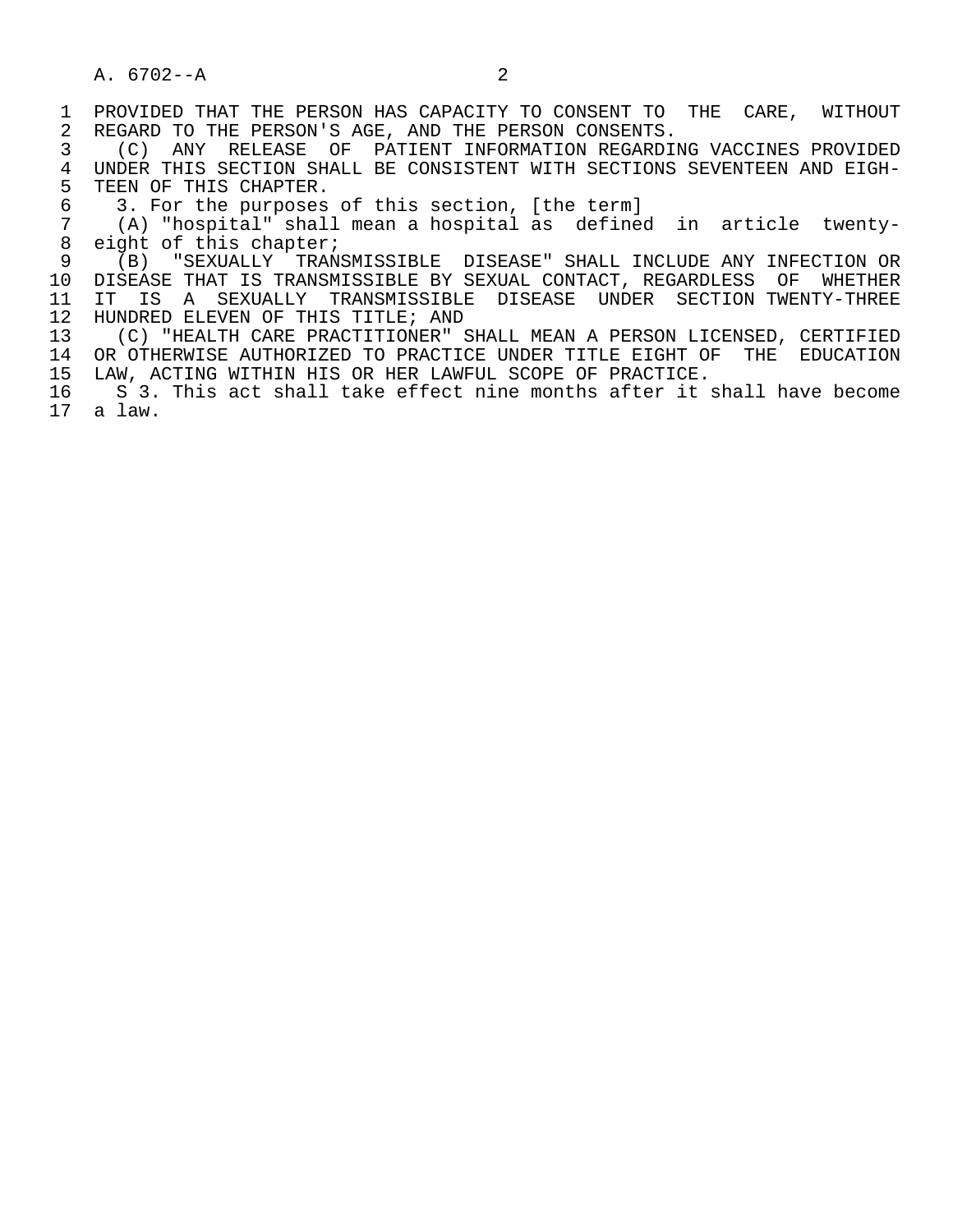PROVIDED THAT THE PERSON HAS CAPACITY TO CONSENT TO THE CARE, WITHOUT REGARD TO THE PERSON'S AGE, AND THE PERSON CONSENTS.

(C) ANY RELEASE OF PATIENT INFORMATION REGARDING VACCINES PROVIDED UNDER THIS SECTION SHALL BE CONSISTENT WITH SECTIONS SEVENTEEN AND EIGHTEEN OF THIS CHAPTER.

3. For the purposes of this section, [the term]

(A) "hospital" shall mean a hospital as defined in article twenty-eight of this chapter;

(B) "SEXUALLY TRANSMISSIBLE DISEASE" SHALL INCLUDE ANY INFECTION OR DISEASE THAT IS TRANSMISSIBLE BY SEXUAL CONTACT, REGARDLESS OF WHETHER IT IS A SEXUALLY TRANSMISSIBLE DISEASE UNDER SECTION TWENTY-THREE HUNDRED ELEVEN OF THIS TITLE; AND

(C) "HEALTH CARE PRACTITIONER" SHALL MEAN A PERSON LICENSED, CERTIFIED OR OTHERWISE AUTHORIZED TO PRACTICE UNDER TITLE EIGHT OF THE EDUCATION LAW, ACTING WITHIN HIS OR HER LAWFUL SCOPE OF PRACTICE.

S 3. This act shall take effect nine months after it shall have become a law.